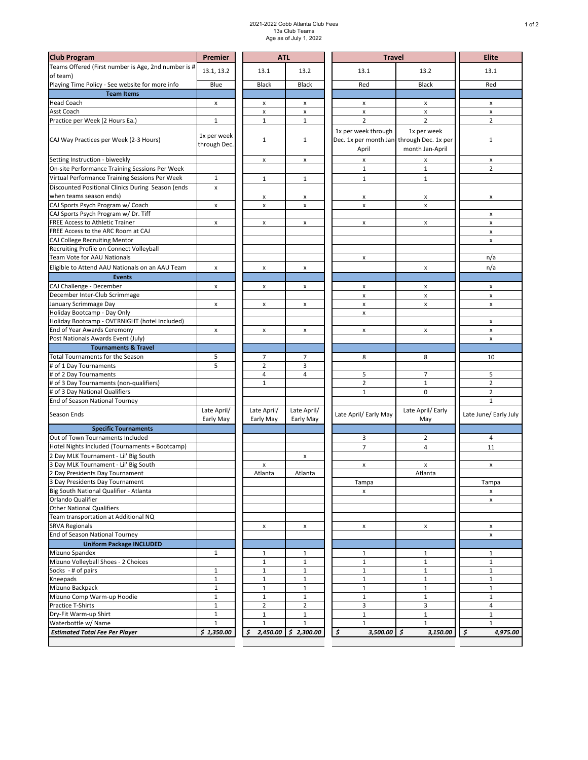2021-2022 Cobb Atlanta Club Fees
13s Club Teams
Age as of July 1, 2022

| Club Program | Premier | ATL | | Travel | | Elite |
|---|---|---|---|---|---|---|
| Teams Offered (First number is Age, 2nd number is # of team) | 13.1, 13.2 | 13.1 | 13.2 | 13.1 | 13.2 | 13.1 |
| Playing Time Policy - See website for more info | Blue | Black | Black | Red | Black | Red |
| **Team Items** | | | | | | |
| Head Coach | x | x | x | x | x | x |
| Asst Coach | | x | x | x | x | x |
| Practice per Week (2 Hours Ea.) | 1 | 1 | 1 | 2 | 2 | 2 |
| CAJ Way Practices per Week (2-3 Hours) | 1x per week through Dec. | 1 | 1 | 1x per week through Dec. 1x per month Jan-April | 1x per week through Dec. 1x per month Jan-April | 1 |
| Setting Instruction - biweekly | | x | x | x | x | x |
| On-site Performance Training Sessions Per Week | | | | 1 | 1 | 2 |
| Virtual Performance Training Sessions Per Week | 1 | 1 | 1 | 1 | 1 | |
| Discounted Positional Clinics During Season (ends when teams season ends) | x | x | x | x | x | x |
| CAJ Sports Psych Program w/ Coach | x | x | x | x | x | |
| CAJ Sports Psych Program w/ Dr. Tiff | | | | | | x |
| FREE Access to Athletic Trainer | x | x | x | x | x | x |
| FREE Access to the ARC Room at CAJ | | | | | | x |
| CAJ College Recruiting Mentor | | | | | | x |
| Recruiting Profile on Connect Volleyball | | | | | | |
| Team Vote for AAU Nationals | | | | x | | n/a |
| Eligible to Attend AAU Nationals on an AAU Team | x | x | x | | x | n/a |
| **Events** | | | | | | |
| CAJ Challenge - December | x | x | x | x | x | x |
| December Inter-Club Scrimmage | | | | x | x | x |
| January Scrimmage Day | x | x | x | x | x | x |
| Holiday Bootcamp - Day Only | | | | x | | |
| Holiday Bootcamp - OVERNIGHT (hotel Included) | | | | | | x |
| End of Year Awards Ceremony | x | x | x | x | x | x |
| Post Nationals Awards Event (July) | | | | | | x |
| **Tournaments & Travel** | | | | | | |
| Total Tournaments for the Season | 5 | 7 | 7 | 8 | 8 | 10 |
| # of 1 Day Tournaments | 5 | 2 | 3 | | | |
| # of 2 Day Tournaments | | 4 | 4 | 5 | 7 | 5 |
| # of 3 Day Tournaments (non-qualifiers) | | 1 | | 2 | 1 | 2 |
| # of 3 Day National Qualifiers | | | | 1 | 0 | 2 |
| End of Season National Tourney | | | | | | 1 |
| Season Ends | Late April/ Early May | Late April/ Early May | Late April/ Early May | Late April/ Early May | Late April/ Early May | Late June/ Early July |
| **Specific Tournaments** | | | | | | |
| Out of Town Tournaments Included | | | | 3 | 2 | 4 |
| Hotel Nights Included (Tournaments + Bootcamp) | | | | 7 | 4 | 11 |
| 2 Day MLK Tournament - Lil' Big South | | | x | | | |
| 3 Day MLK Tournament - Lil' Big South | | x | | x | x | x |
| 2 Day Presidents Day Tournament | | Atlanta | Atlanta | | Atlanta | |
| 3 Day Presidents Day Tournament | | | | Tampa | | Tampa |
| Big South National Qualifier - Atlanta | | | | x | | x |
| Orlando Qualifier | | | | | | x |
| Other National Qualifiers | | | | | | |
| Team transportation at Additional NQ | | | | | | |
| SRVA Regionals | | x | x | x | x | x |
| End of Season National Tourney | | | | | | x |
| **Uniform Package INCLUDED** | | | | | | |
| Mizuno Spandex | 1 | 1 | 1 | 1 | 1 | 1 |
| Mizuno Volleyball Shoes - 2 Choices | | 1 | 1 | 1 | 1 | 1 |
| Socks - # of pairs | 1 | 1 | 1 | 1 | 1 | 1 |
| Kneepads | 1 | 1 | 1 | 1 | 1 | 1 |
| Mizuno Backpack | 1 | 1 | 1 | 1 | 1 | 1 |
| Mizuno Comp Warm-up Hoodie | 1 | 1 | 1 | 1 | 1 | 1 |
| Practice T-Shirts | 1 | 2 | 2 | 3 | 3 | 4 |
| Dry-Fit Warm-up Shirt | 1 | 1 | 1 | 1 | 1 | 1 |
| Waterbottle w/ Name | 1 | 1 | 1 | 1 | 1 | 1 |
| ***Estimated Total Fee Per Player*** | ***$ 1,350.00*** | ***$ 2,450.00*** | ***$ 2,300.00*** | ***$ 3,500.00*** | ***$ 3,150.00*** | ***$ 4,975.00*** |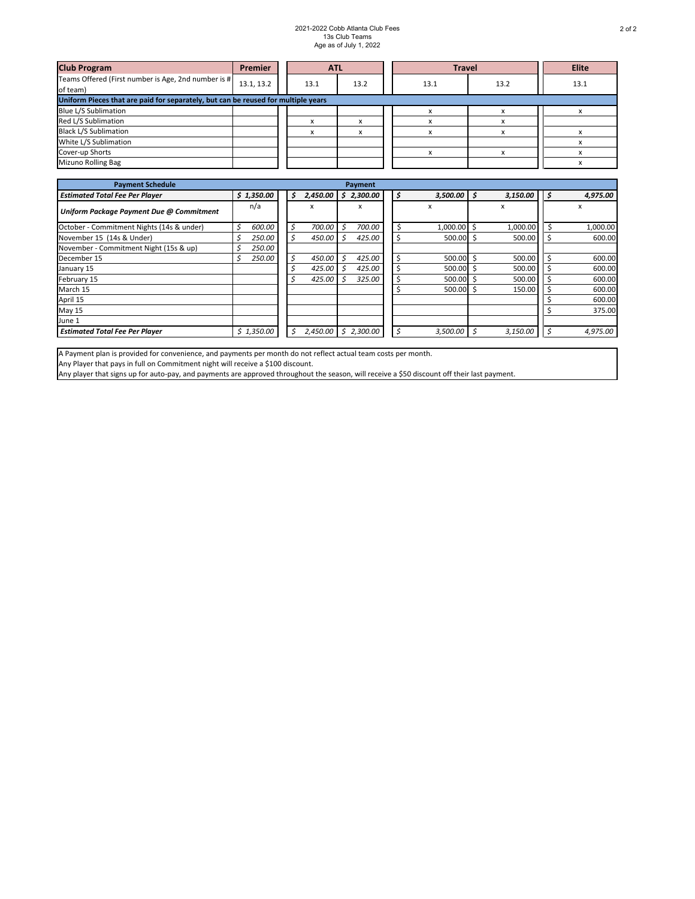2021-2022 Cobb Atlanta Club Fees
13s Club Teams
Age as of July 1, 2022

| Club Program | Premier | ATL | | Travel | | Elite |
|---|---|---|---|---|---|---|
| Teams Offered (First number is Age, 2nd number is # of team) | 13.1, 13.2 | 13.1 | 13.2 | 13.1 | 13.2 | 13.1 |
| **Uniform Pieces that are paid for separately, but can be reused for multiple years** | | | | | | |
| Blue L/S Sublimation | | | | x | x | x |
| Red L/S Sublimation | | x | x | x | x | |
| Black L/S Sublimation | | x | x | x | x | x |
| White L/S Sublimation | | | | | | x |
| Cover-up Shorts | | | | x | x | x |
| Mizuno Rolling Bag | | | | | | x |

| Payment Schedule | Payment | | | | | |
|---|---|---|---|---|---|---|
| ***Estimated Total Fee Per Player*** | *$ 1,350.00* | *$ 2,450.00* | *$ 2,300.00* | *$ 3,500.00* | *$ 3,150.00* | *$ 4,975.00* |
| ***Uniform Package Payment Due @ Commitment*** | n/a | x | x | x | x | x |
| October - Commitment Nights (14s & under) | *$ 600.00* | *$ 700.00* | *$ 700.00* | $ 1,000.00 | $ 1,000.00 | $ 1,000.00 |
| November 15 (14s & Under) | *$ 250.00* | *$ 450.00* | *$ 425.00* | $ 500.00 | $ 500.00 | $ 600.00 |
| November - Commitment Night (15s & up) | *$ 250.00* | | | | | |
| December 15 | *$ 250.00* | *$ 450.00* | *$ 425.00* | $ 500.00 | $ 500.00 | $ 600.00 |
| January 15 | | *$ 425.00* | *$ 425.00* | $ 500.00 | $ 500.00 | $ 600.00 |
| February 15 | | *$ 425.00* | *$ 325.00* | $ 500.00 | $ 500.00 | $ 600.00 |
| March 15 | | | | $ 500.00 | $ 150.00 | $ 600.00 |
| April 15 | | | | | | $ 600.00 |
| May 15 | | | | | | $ 375.00 |
| June 1 | | | | | | |
| ***Estimated Total Fee Per Player*** | *$ 1,350.00* | *$ 2,450.00* | *$ 2,300.00* | *$ 3,500.00* | *$ 3,150.00* | *$ 4,975.00* |

A Payment plan is provided for convenience, and payments per month do not reflect actual team costs per month.
Any Player that pays in full on Commitment night will receive a $100 discount.
Any player that signs up for auto-pay, and payments are approved throughout the season, will receive a $50 discount off their last payment.